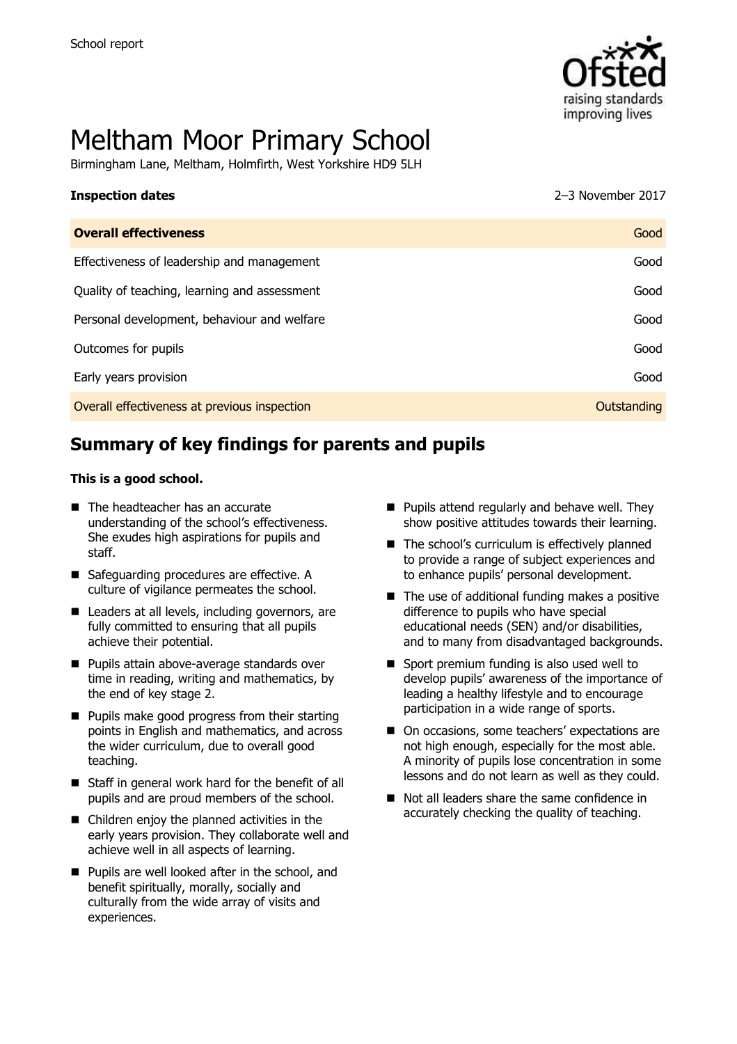School report

# Meltham Moor Primary School

Birmingham Lane, Meltham, Holmfirth, West Yorkshire HD9 5LH

| **Inspection dates** | 2–3 November 2017 |
|---|---|
| **Overall effectiveness** | Good |
| Effectiveness of leadership and management | Good |
| Quality of teaching, learning and assessment | Good |
| Personal development, behaviour and welfare | Good |
| Outcomes for pupils | Good |
| Early years provision | Good |
| Overall effectiveness at previous inspection | Outstanding |

## Summary of key findings for parents and pupils

**This is a good school.**

- The headteacher has an accurate understanding of the school's effectiveness. She exudes high aspirations for pupils and staff.
- Safeguarding procedures are effective. A culture of vigilance permeates the school.
- Leaders at all levels, including governors, are fully committed to ensuring that all pupils achieve their potential.
- Pupils attain above-average standards over time in reading, writing and mathematics, by the end of key stage 2.
- Pupils make good progress from their starting points in English and mathematics, and across the wider curriculum, due to overall good teaching.
- Staff in general work hard for the benefit of all pupils and are proud members of the school.
- Children enjoy the planned activities in the early years provision. They collaborate well and achieve well in all aspects of learning.
- Pupils are well looked after in the school, and benefit spiritually, morally, socially and culturally from the wide array of visits and experiences.
- Pupils attend regularly and behave well. They show positive attitudes towards their learning.
- The school's curriculum is effectively planned to provide a range of subject experiences and to enhance pupils' personal development.
- The use of additional funding makes a positive difference to pupils who have special educational needs (SEN) and/or disabilities, and to many from disadvantaged backgrounds.
- Sport premium funding is also used well to develop pupils' awareness of the importance of leading a healthy lifestyle and to encourage participation in a wide range of sports.
- On occasions, some teachers' expectations are not high enough, especially for the most able. A minority of pupils lose concentration in some lessons and do not learn as well as they could.
- Not all leaders share the same confidence in accurately checking the quality of teaching.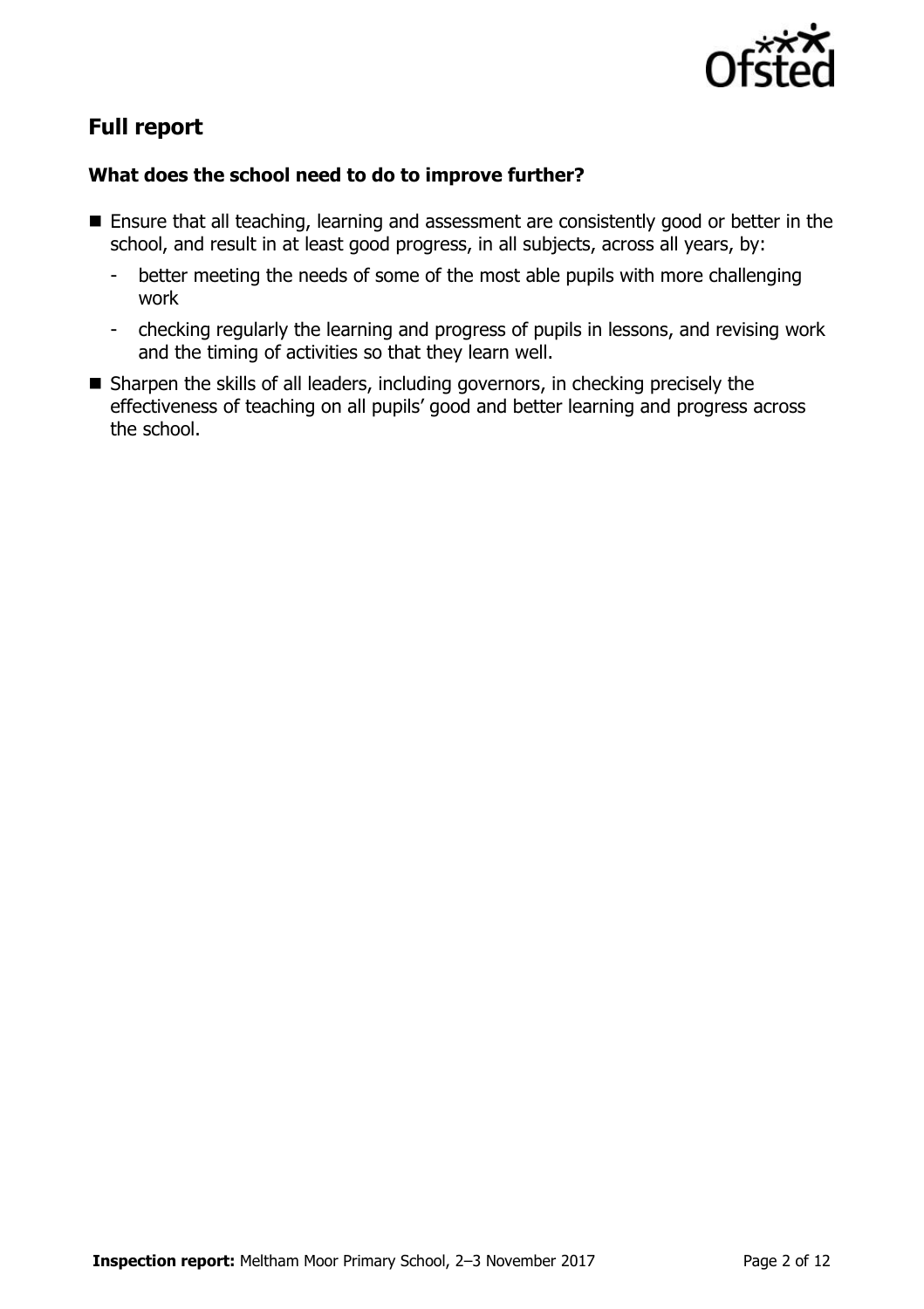## Full report

### What does the school need to do to improve further?

- Ensure that all teaching, learning and assessment are consistently good or better in the school, and result in at least good progress, in all subjects, across all years, by:
  - better meeting the needs of some of the most able pupils with more challenging work
  - checking regularly the learning and progress of pupils in lessons, and revising work and the timing of activities so that they learn well.
- Sharpen the skills of all leaders, including governors, in checking precisely the effectiveness of teaching on all pupils' good and better learning and progress across the school.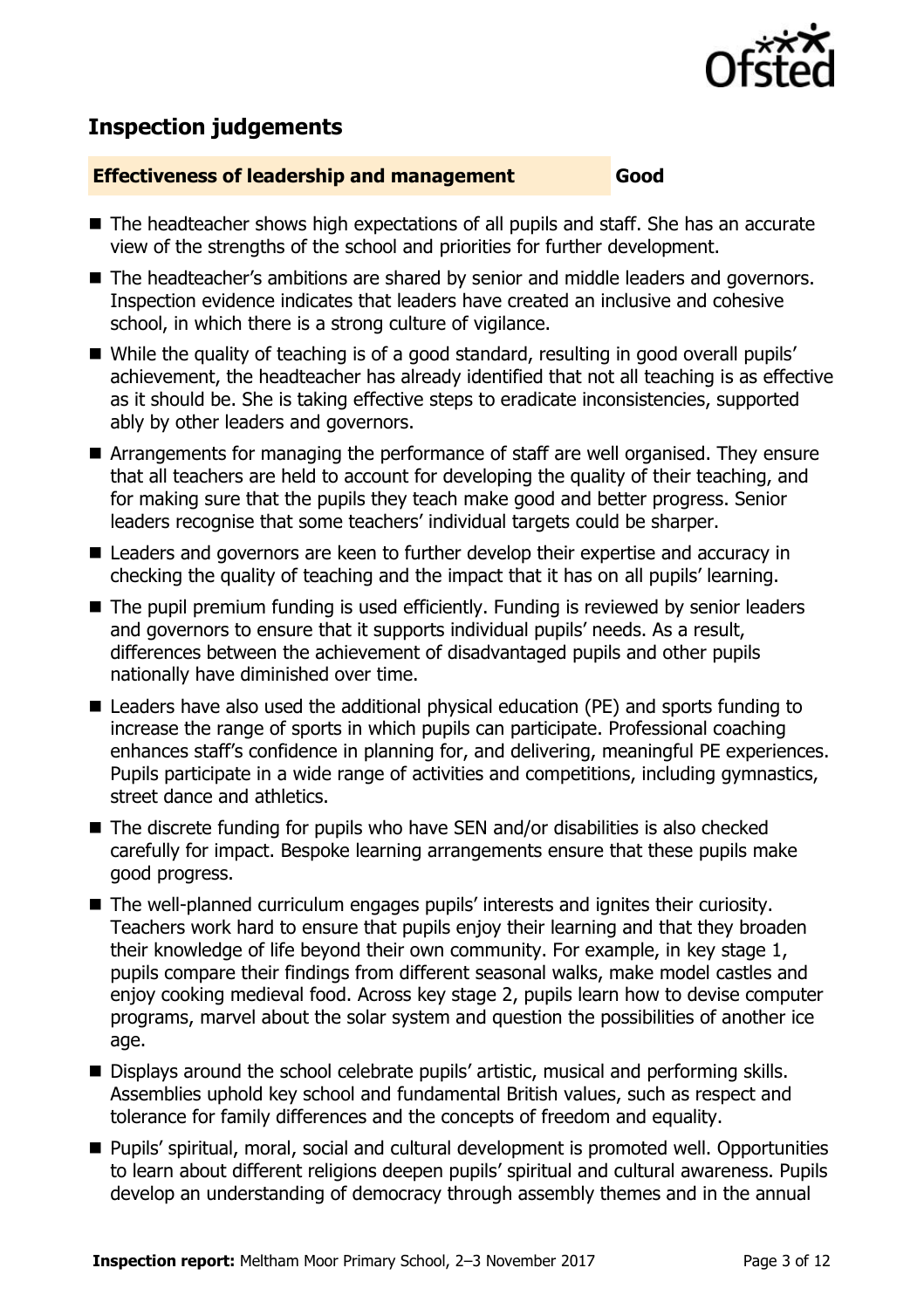## Inspection judgements

**Effectiveness of leadership and management** **Good**

- The headteacher shows high expectations of all pupils and staff. She has an accurate view of the strengths of the school and priorities for further development.
- The headteacher's ambitions are shared by senior and middle leaders and governors. Inspection evidence indicates that leaders have created an inclusive and cohesive school, in which there is a strong culture of vigilance.
- While the quality of teaching is of a good standard, resulting in good overall pupils' achievement, the headteacher has already identified that not all teaching is as effective as it should be. She is taking effective steps to eradicate inconsistencies, supported ably by other leaders and governors.
- Arrangements for managing the performance of staff are well organised. They ensure that all teachers are held to account for developing the quality of their teaching, and for making sure that the pupils they teach make good and better progress. Senior leaders recognise that some teachers' individual targets could be sharper.
- Leaders and governors are keen to further develop their expertise and accuracy in checking the quality of teaching and the impact that it has on all pupils' learning.
- The pupil premium funding is used efficiently. Funding is reviewed by senior leaders and governors to ensure that it supports individual pupils' needs. As a result, differences between the achievement of disadvantaged pupils and other pupils nationally have diminished over time.
- Leaders have also used the additional physical education (PE) and sports funding to increase the range of sports in which pupils can participate. Professional coaching enhances staff's confidence in planning for, and delivering, meaningful PE experiences. Pupils participate in a wide range of activities and competitions, including gymnastics, street dance and athletics.
- The discrete funding for pupils who have SEN and/or disabilities is also checked carefully for impact. Bespoke learning arrangements ensure that these pupils make good progress.
- The well-planned curriculum engages pupils' interests and ignites their curiosity. Teachers work hard to ensure that pupils enjoy their learning and that they broaden their knowledge of life beyond their own community. For example, in key stage 1, pupils compare their findings from different seasonal walks, make model castles and enjoy cooking medieval food. Across key stage 2, pupils learn how to devise computer programs, marvel about the solar system and question the possibilities of another ice age.
- Displays around the school celebrate pupils' artistic, musical and performing skills. Assemblies uphold key school and fundamental British values, such as respect and tolerance for family differences and the concepts of freedom and equality.
- Pupils' spiritual, moral, social and cultural development is promoted well. Opportunities to learn about different religions deepen pupils' spiritual and cultural awareness. Pupils develop an understanding of democracy through assembly themes and in the annual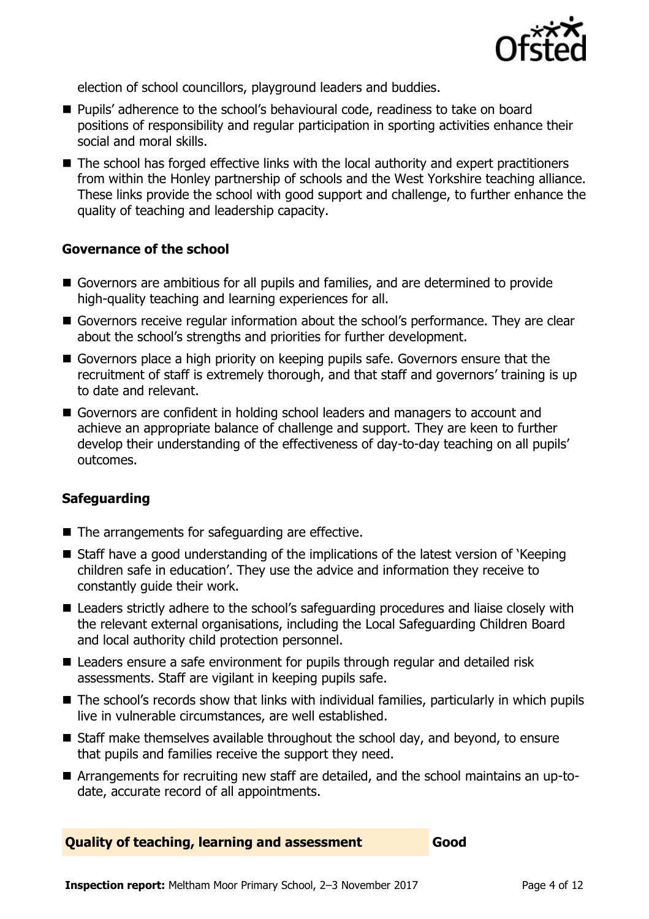election of school councillors, playground leaders and buddies.

- Pupils' adherence to the school's behavioural code, readiness to take on board positions of responsibility and regular participation in sporting activities enhance their social and moral skills.
- The school has forged effective links with the local authority and expert practitioners from within the Honley partnership of schools and the West Yorkshire teaching alliance. These links provide the school with good support and challenge, to further enhance the quality of teaching and leadership capacity.

### Governance of the school

- Governors are ambitious for all pupils and families, and are determined to provide high-quality teaching and learning experiences for all.
- Governors receive regular information about the school's performance. They are clear about the school's strengths and priorities for further development.
- Governors place a high priority on keeping pupils safe. Governors ensure that the recruitment of staff is extremely thorough, and that staff and governors' training is up to date and relevant.
- Governors are confident in holding school leaders and managers to account and achieve an appropriate balance of challenge and support. They are keen to further develop their understanding of the effectiveness of day-to-day teaching on all pupils' outcomes.

### Safeguarding

- The arrangements for safeguarding are effective.
- Staff have a good understanding of the implications of the latest version of 'Keeping children safe in education'. They use the advice and information they receive to constantly guide their work.
- Leaders strictly adhere to the school's safeguarding procedures and liaise closely with the relevant external organisations, including the Local Safeguarding Children Board and local authority child protection personnel.
- Leaders ensure a safe environment for pupils through regular and detailed risk assessments. Staff are vigilant in keeping pupils safe.
- The school's records show that links with individual families, particularly in which pupils live in vulnerable circumstances, are well established.
- Staff make themselves available throughout the school day, and beyond, to ensure that pupils and families receive the support they need.
- Arrangements for recruiting new staff are detailed, and the school maintains an up-to-date, accurate record of all appointments.

## Quality of teaching, learning and assessment — Good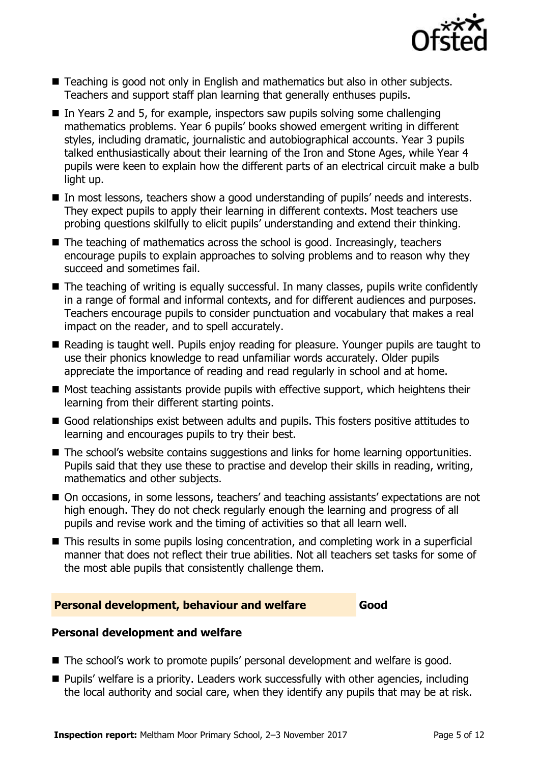- Teaching is good not only in English and mathematics but also in other subjects. Teachers and support staff plan learning that generally enthuses pupils.
- In Years 2 and 5, for example, inspectors saw pupils solving some challenging mathematics problems. Year 6 pupils' books showed emergent writing in different styles, including dramatic, journalistic and autobiographical accounts. Year 3 pupils talked enthusiastically about their learning of the Iron and Stone Ages, while Year 4 pupils were keen to explain how the different parts of an electrical circuit make a bulb light up.
- In most lessons, teachers show a good understanding of pupils' needs and interests. They expect pupils to apply their learning in different contexts. Most teachers use probing questions skilfully to elicit pupils' understanding and extend their thinking.
- The teaching of mathematics across the school is good. Increasingly, teachers encourage pupils to explain approaches to solving problems and to reason why they succeed and sometimes fail.
- The teaching of writing is equally successful. In many classes, pupils write confidently in a range of formal and informal contexts, and for different audiences and purposes. Teachers encourage pupils to consider punctuation and vocabulary that makes a real impact on the reader, and to spell accurately.
- Reading is taught well. Pupils enjoy reading for pleasure. Younger pupils are taught to use their phonics knowledge to read unfamiliar words accurately. Older pupils appreciate the importance of reading and read regularly in school and at home.
- Most teaching assistants provide pupils with effective support, which heightens their learning from their different starting points.
- Good relationships exist between adults and pupils. This fosters positive attitudes to learning and encourages pupils to try their best.
- The school's website contains suggestions and links for home learning opportunities. Pupils said that they use these to practise and develop their skills in reading, writing, mathematics and other subjects.
- On occasions, in some lessons, teachers' and teaching assistants' expectations are not high enough. They do not check regularly enough the learning and progress of all pupils and revise work and the timing of activities so that all learn well.
- This results in some pupils losing concentration, and completing work in a superficial manner that does not reflect their true abilities. Not all teachers set tasks for some of the most able pupils that consistently challenge them.

## Personal development, behaviour and welfare — Good

### Personal development and welfare

- The school's work to promote pupils' personal development and welfare is good.
- Pupils' welfare is a priority. Leaders work successfully with other agencies, including the local authority and social care, when they identify any pupils that may be at risk.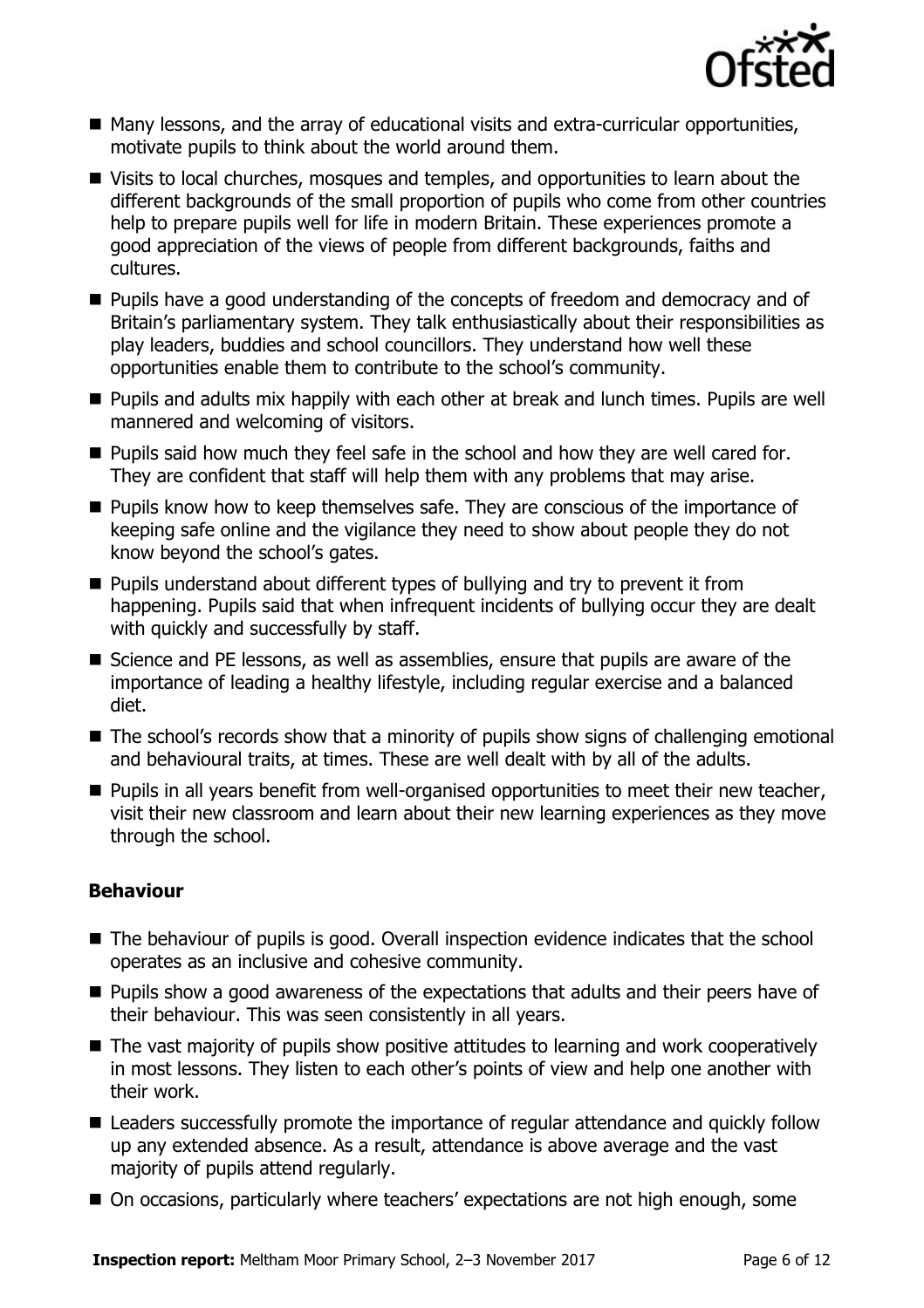- Many lessons, and the array of educational visits and extra-curricular opportunities, motivate pupils to think about the world around them.
- Visits to local churches, mosques and temples, and opportunities to learn about the different backgrounds of the small proportion of pupils who come from other countries help to prepare pupils well for life in modern Britain. These experiences promote a good appreciation of the views of people from different backgrounds, faiths and cultures.
- Pupils have a good understanding of the concepts of freedom and democracy and of Britain's parliamentary system. They talk enthusiastically about their responsibilities as play leaders, buddies and school councillors. They understand how well these opportunities enable them to contribute to the school's community.
- Pupils and adults mix happily with each other at break and lunch times. Pupils are well mannered and welcoming of visitors.
- Pupils said how much they feel safe in the school and how they are well cared for. They are confident that staff will help them with any problems that may arise.
- Pupils know how to keep themselves safe. They are conscious of the importance of keeping safe online and the vigilance they need to show about people they do not know beyond the school's gates.
- Pupils understand about different types of bullying and try to prevent it from happening. Pupils said that when infrequent incidents of bullying occur they are dealt with quickly and successfully by staff.
- Science and PE lessons, as well as assemblies, ensure that pupils are aware of the importance of leading a healthy lifestyle, including regular exercise and a balanced diet.
- The school's records show that a minority of pupils show signs of challenging emotional and behavioural traits, at times. These are well dealt with by all of the adults.
- Pupils in all years benefit from well-organised opportunities to meet their new teacher, visit their new classroom and learn about their new learning experiences as they move through the school.

### Behaviour

- The behaviour of pupils is good. Overall inspection evidence indicates that the school operates as an inclusive and cohesive community.
- Pupils show a good awareness of the expectations that adults and their peers have of their behaviour. This was seen consistently in all years.
- The vast majority of pupils show positive attitudes to learning and work cooperatively in most lessons. They listen to each other's points of view and help one another with their work.
- Leaders successfully promote the importance of regular attendance and quickly follow up any extended absence. As a result, attendance is above average and the vast majority of pupils attend regularly.
- On occasions, particularly where teachers' expectations are not high enough, some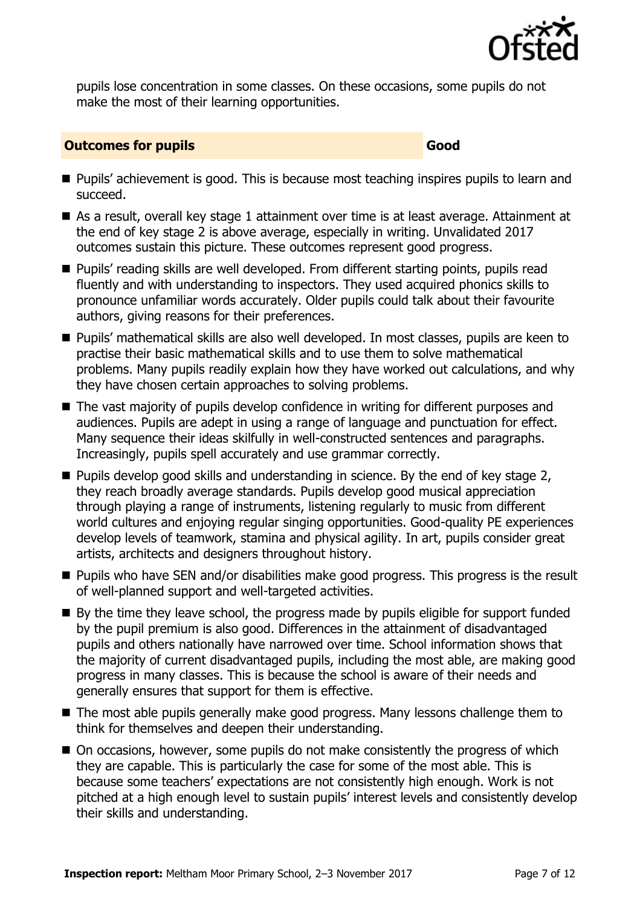pupils lose concentration in some classes. On these occasions, some pupils do not make the most of their learning opportunities.

## Outcomes for pupils — Good

- Pupils' achievement is good. This is because most teaching inspires pupils to learn and succeed.
- As a result, overall key stage 1 attainment over time is at least average. Attainment at the end of key stage 2 is above average, especially in writing. Unvalidated 2017 outcomes sustain this picture. These outcomes represent good progress.
- Pupils' reading skills are well developed. From different starting points, pupils read fluently and with understanding to inspectors. They used acquired phonics skills to pronounce unfamiliar words accurately. Older pupils could talk about their favourite authors, giving reasons for their preferences.
- Pupils' mathematical skills are also well developed. In most classes, pupils are keen to practise their basic mathematical skills and to use them to solve mathematical problems. Many pupils readily explain how they have worked out calculations, and why they have chosen certain approaches to solving problems.
- The vast majority of pupils develop confidence in writing for different purposes and audiences. Pupils are adept in using a range of language and punctuation for effect. Many sequence their ideas skilfully in well-constructed sentences and paragraphs. Increasingly, pupils spell accurately and use grammar correctly.
- Pupils develop good skills and understanding in science. By the end of key stage 2, they reach broadly average standards. Pupils develop good musical appreciation through playing a range of instruments, listening regularly to music from different world cultures and enjoying regular singing opportunities. Good-quality PE experiences develop levels of teamwork, stamina and physical agility. In art, pupils consider great artists, architects and designers throughout history.
- Pupils who have SEN and/or disabilities make good progress. This progress is the result of well-planned support and well-targeted activities.
- By the time they leave school, the progress made by pupils eligible for support funded by the pupil premium is also good. Differences in the attainment of disadvantaged pupils and others nationally have narrowed over time. School information shows that the majority of current disadvantaged pupils, including the most able, are making good progress in many classes. This is because the school is aware of their needs and generally ensures that support for them is effective.
- The most able pupils generally make good progress. Many lessons challenge them to think for themselves and deepen their understanding.
- On occasions, however, some pupils do not make consistently the progress of which they are capable. This is particularly the case for some of the most able. This is because some teachers' expectations are not consistently high enough. Work is not pitched at a high enough level to sustain pupils' interest levels and consistently develop their skills and understanding.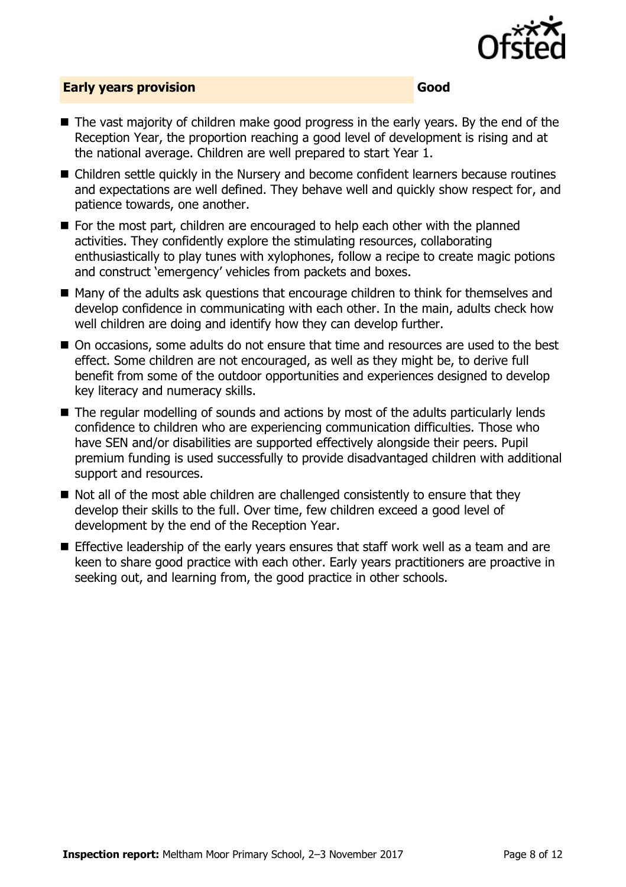## Early years provision — Good

- The vast majority of children make good progress in the early years. By the end of the Reception Year, the proportion reaching a good level of development is rising and at the national average. Children are well prepared to start Year 1.
- Children settle quickly in the Nursery and become confident learners because routines and expectations are well defined. They behave well and quickly show respect for, and patience towards, one another.
- For the most part, children are encouraged to help each other with the planned activities. They confidently explore the stimulating resources, collaborating enthusiastically to play tunes with xylophones, follow a recipe to create magic potions and construct 'emergency' vehicles from packets and boxes.
- Many of the adults ask questions that encourage children to think for themselves and develop confidence in communicating with each other. In the main, adults check how well children are doing and identify how they can develop further.
- On occasions, some adults do not ensure that time and resources are used to the best effect. Some children are not encouraged, as well as they might be, to derive full benefit from some of the outdoor opportunities and experiences designed to develop key literacy and numeracy skills.
- The regular modelling of sounds and actions by most of the adults particularly lends confidence to children who are experiencing communication difficulties. Those who have SEN and/or disabilities are supported effectively alongside their peers. Pupil premium funding is used successfully to provide disadvantaged children with additional support and resources.
- Not all of the most able children are challenged consistently to ensure that they develop their skills to the full. Over time, few children exceed a good level of development by the end of the Reception Year.
- Effective leadership of the early years ensures that staff work well as a team and are keen to share good practice with each other. Early years practitioners are proactive in seeking out, and learning from, the good practice in other schools.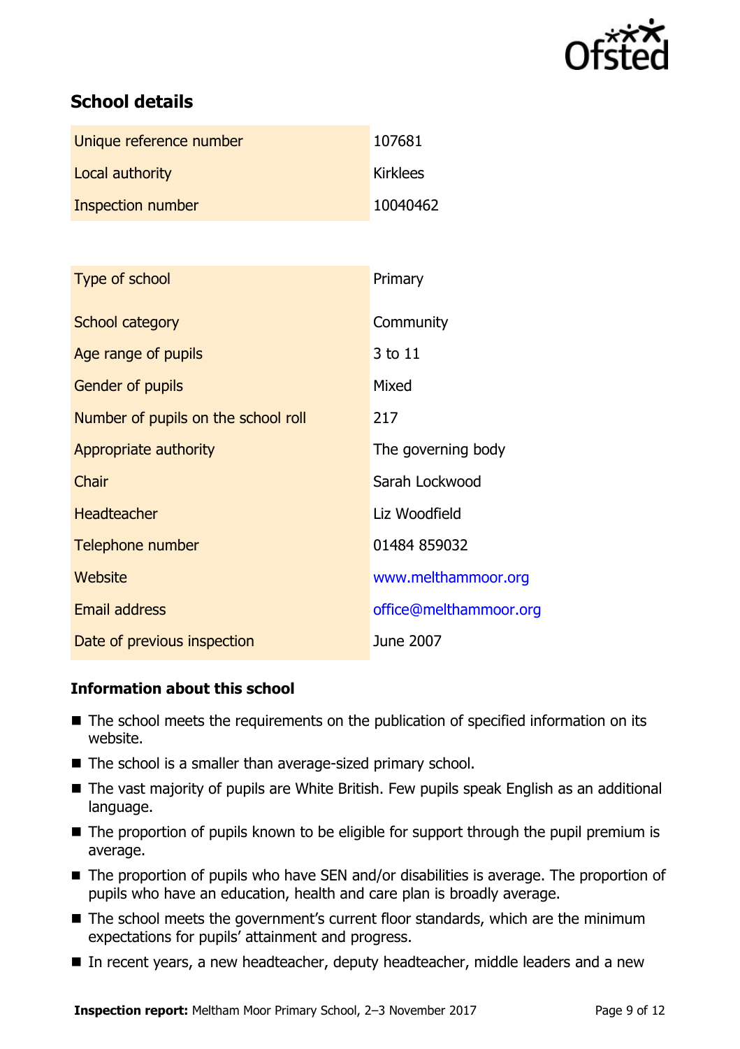## School details

| | |
|---|---|
| Unique reference number | 107681 |
| Local authority | Kirklees |
| Inspection number | 10040462 |

| | |
|---|---|
| Type of school | Primary |
| School category | Community |
| Age range of pupils | 3 to 11 |
| Gender of pupils | Mixed |
| Number of pupils on the school roll | 217 |
| Appropriate authority | The governing body |
| Chair | Sarah Lockwood |
| Headteacher | Liz Woodfield |
| Telephone number | 01484 859032 |
| Website | www.melthammoor.org |
| Email address | office@melthammoor.org |
| Date of previous inspection | June 2007 |

### Information about this school

- The school meets the requirements on the publication of specified information on its website.
- The school is a smaller than average-sized primary school.
- The vast majority of pupils are White British. Few pupils speak English as an additional language.
- The proportion of pupils known to be eligible for support through the pupil premium is average.
- The proportion of pupils who have SEN and/or disabilities is average. The proportion of pupils who have an education, health and care plan is broadly average.
- The school meets the government's current floor standards, which are the minimum expectations for pupils' attainment and progress.
- In recent years, a new headteacher, deputy headteacher, middle leaders and a new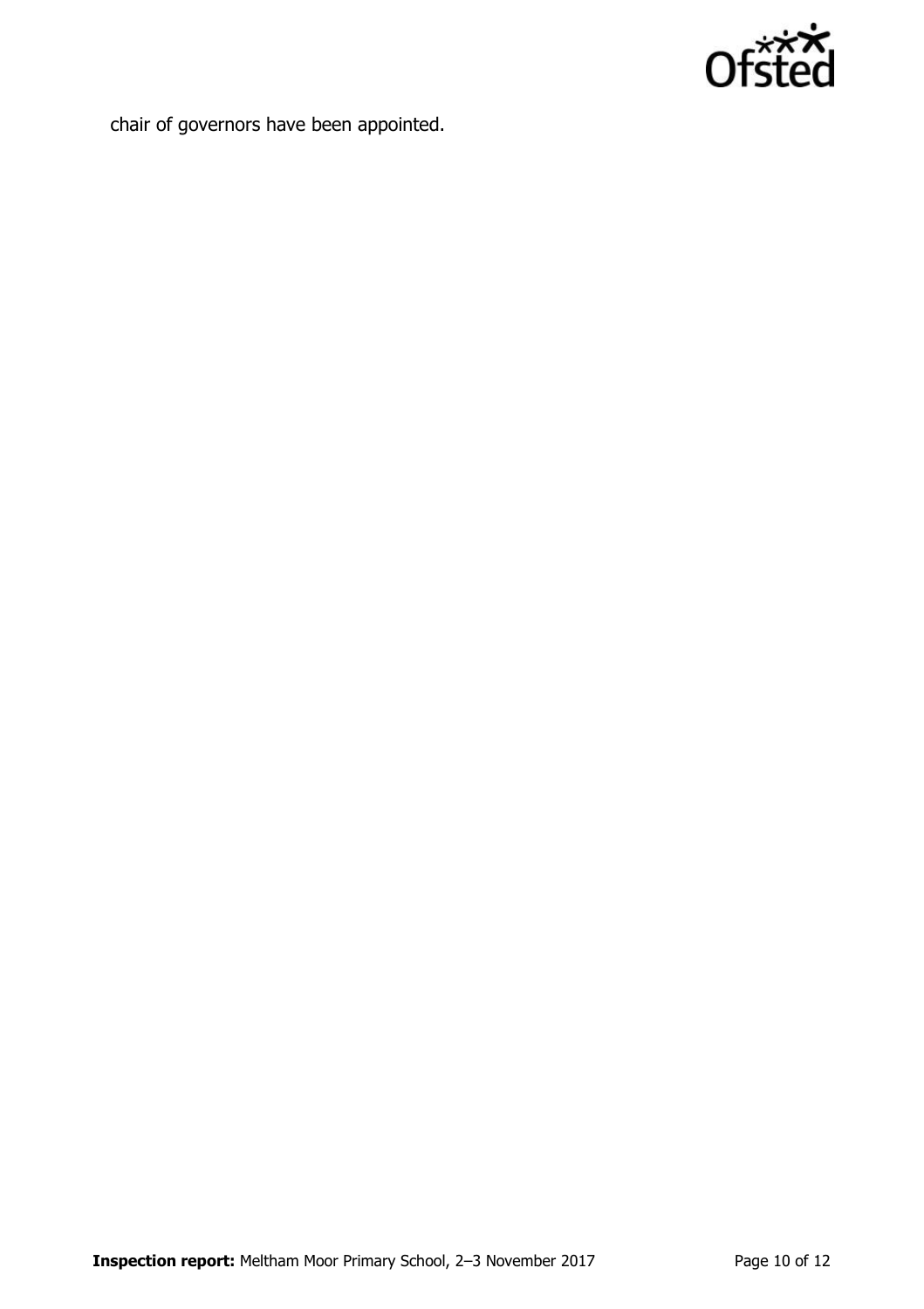chair of governors have been appointed.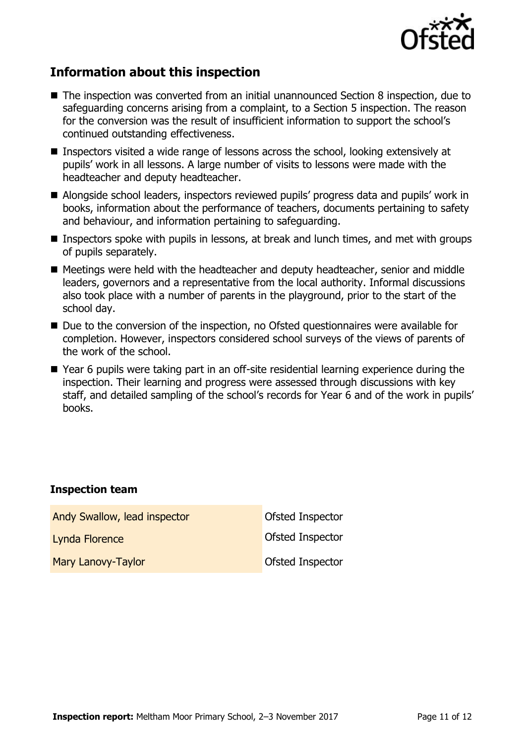## Information about this inspection

- The inspection was converted from an initial unannounced Section 8 inspection, due to safeguarding concerns arising from a complaint, to a Section 5 inspection. The reason for the conversion was the result of insufficient information to support the school's continued outstanding effectiveness.
- Inspectors visited a wide range of lessons across the school, looking extensively at pupils' work in all lessons. A large number of visits to lessons were made with the headteacher and deputy headteacher.
- Alongside school leaders, inspectors reviewed pupils' progress data and pupils' work in books, information about the performance of teachers, documents pertaining to safety and behaviour, and information pertaining to safeguarding.
- Inspectors spoke with pupils in lessons, at break and lunch times, and met with groups of pupils separately.
- Meetings were held with the headteacher and deputy headteacher, senior and middle leaders, governors and a representative from the local authority. Informal discussions also took place with a number of parents in the playground, prior to the start of the school day.
- Due to the conversion of the inspection, no Ofsted questionnaires were available for completion. However, inspectors considered school surveys of the views of parents of the work of the school.
- Year 6 pupils were taking part in an off-site residential learning experience during the inspection. Their learning and progress were assessed through discussions with key staff, and detailed sampling of the school's records for Year 6 and of the work in pupils' books.

### Inspection team

| | |
|---|---|
| Andy Swallow, lead inspector | Ofsted Inspector |
| Lynda Florence | Ofsted Inspector |
| Mary Lanovy-Taylor | Ofsted Inspector |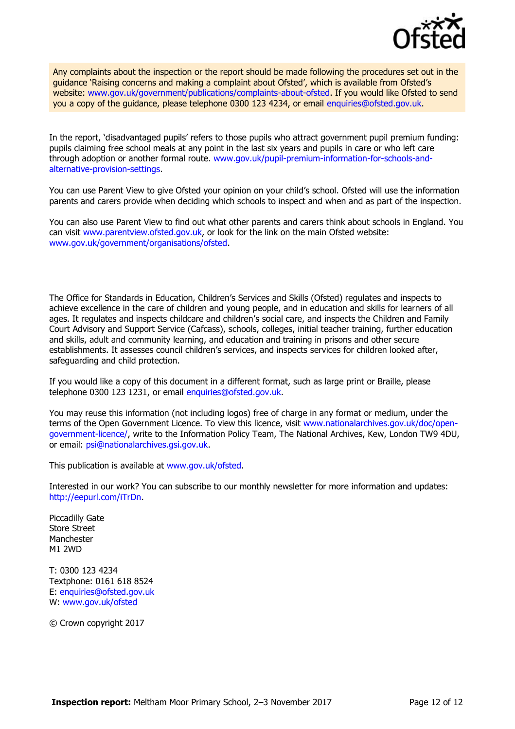Any complaints about the inspection or the report should be made following the procedures set out in the guidance 'Raising concerns and making a complaint about Ofsted', which is available from Ofsted's website: www.gov.uk/government/publications/complaints-about-ofsted. If you would like Ofsted to send you a copy of the guidance, please telephone 0300 123 4234, or email enquiries@ofsted.gov.uk.

In the report, 'disadvantaged pupils' refers to those pupils who attract government pupil premium funding: pupils claiming free school meals at any point in the last six years and pupils in care or who left care through adoption or another formal route. www.gov.uk/pupil-premium-information-for-schools-and-alternative-provision-settings.

You can use Parent View to give Ofsted your opinion on your child's school. Ofsted will use the information parents and carers provide when deciding which schools to inspect and when and as part of the inspection.

You can also use Parent View to find out what other parents and carers think about schools in England. You can visit www.parentview.ofsted.gov.uk, or look for the link on the main Ofsted website: www.gov.uk/government/organisations/ofsted.

The Office for Standards in Education, Children's Services and Skills (Ofsted) regulates and inspects to achieve excellence in the care of children and young people, and in education and skills for learners of all ages. It regulates and inspects childcare and children's social care, and inspects the Children and Family Court Advisory and Support Service (Cafcass), schools, colleges, initial teacher training, further education and skills, adult and community learning, and education and training in prisons and other secure establishments. It assesses council children's services, and inspects services for children looked after, safeguarding and child protection.

If you would like a copy of this document in a different format, such as large print or Braille, please telephone 0300 123 1231, or email enquiries@ofsted.gov.uk.

You may reuse this information (not including logos) free of charge in any format or medium, under the terms of the Open Government Licence. To view this licence, visit www.nationalarchives.gov.uk/doc/open-government-licence/, write to the Information Policy Team, The National Archives, Kew, London TW9 4DU, or email: psi@nationalarchives.gsi.gov.uk.

This publication is available at www.gov.uk/ofsted.

Interested in our work? You can subscribe to our monthly newsletter for more information and updates: http://eepurl.com/iTrDn.

Piccadilly Gate
Store Street
Manchester
M1 2WD

T: 0300 123 4234
Textphone: 0161 618 8524
E: enquiries@ofsted.gov.uk
W: www.gov.uk/ofsted

© Crown copyright 2017